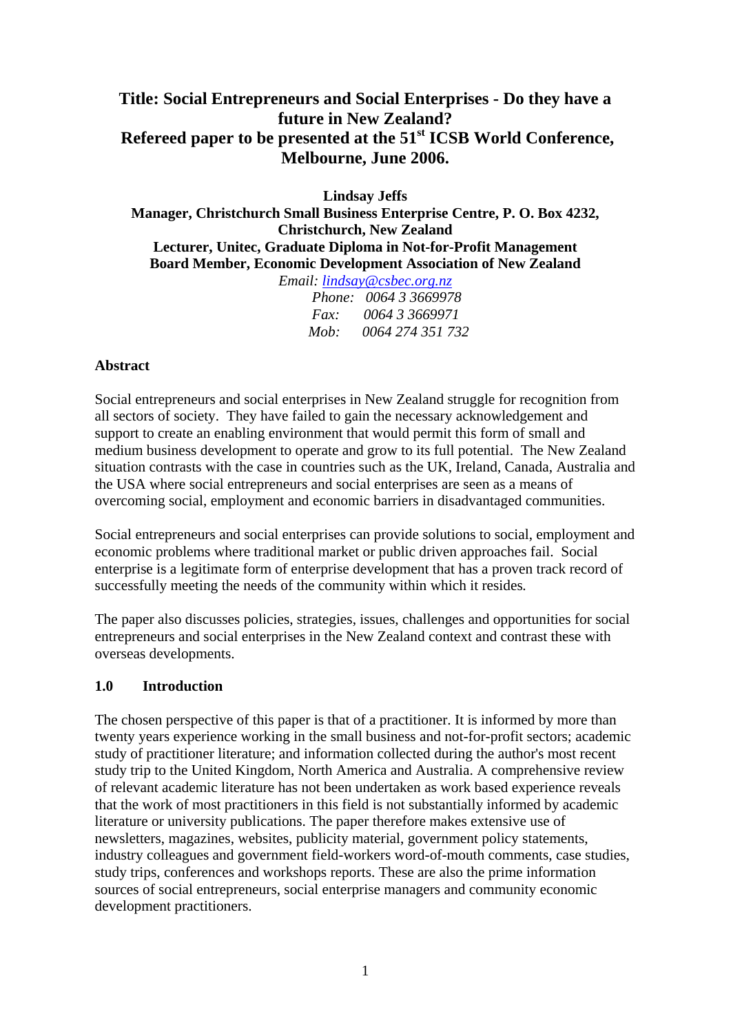# Title: Social Entrepreneurs and Social Enterprises - Do they have a future in New Zealand? Refereed paper to be presented at the 51st ICSB World Conference, Melbourne, June 2006.

**Lindsay Jeffs**
**Manager, Christchurch Small Business Enterprise Centre, P. O. Box 4232, Christchurch, New Zealand**
**Lecturer, Unitec, Graduate Diploma in Not-for-Profit Management**
**Board Member, Economic Development Association of New Zealand**

*Email: lindsay@csbec.org.nz*
*Phone: 0064 3 3669978*
*Fax: 0064 3 3669971*
*Mob: 0064 274 351 732*

## Abstract

Social entrepreneurs and social enterprises in New Zealand struggle for recognition from all sectors of society. They have failed to gain the necessary acknowledgement and support to create an enabling environment that would permit this form of small and medium business development to operate and grow to its full potential. The New Zealand situation contrasts with the case in countries such as the UK, Ireland, Canada, Australia and the USA where social entrepreneurs and social enterprises are seen as a means of overcoming social, employment and economic barriers in disadvantaged communities.

Social entrepreneurs and social enterprises can provide solutions to social, employment and economic problems where traditional market or public driven approaches fail. Social enterprise is a legitimate form of enterprise development that has a proven track record of successfully meeting the needs of the community within which it resides.

The paper also discusses policies, strategies, issues, challenges and opportunities for social entrepreneurs and social enterprises in the New Zealand context and contrast these with overseas developments.

## 1.0 Introduction

The chosen perspective of this paper is that of a practitioner. It is informed by more than twenty years experience working in the small business and not-for-profit sectors; academic study of practitioner literature; and information collected during the author's most recent study trip to the United Kingdom, North America and Australia. A comprehensive review of relevant academic literature has not been undertaken as work based experience reveals that the work of most practitioners in this field is not substantially informed by academic literature or university publications. The paper therefore makes extensive use of newsletters, magazines, websites, publicity material, government policy statements, industry colleagues and government field-workers word-of-mouth comments, case studies, study trips, conferences and workshops reports. These are also the prime information sources of social entrepreneurs, social enterprise managers and community economic development practitioners.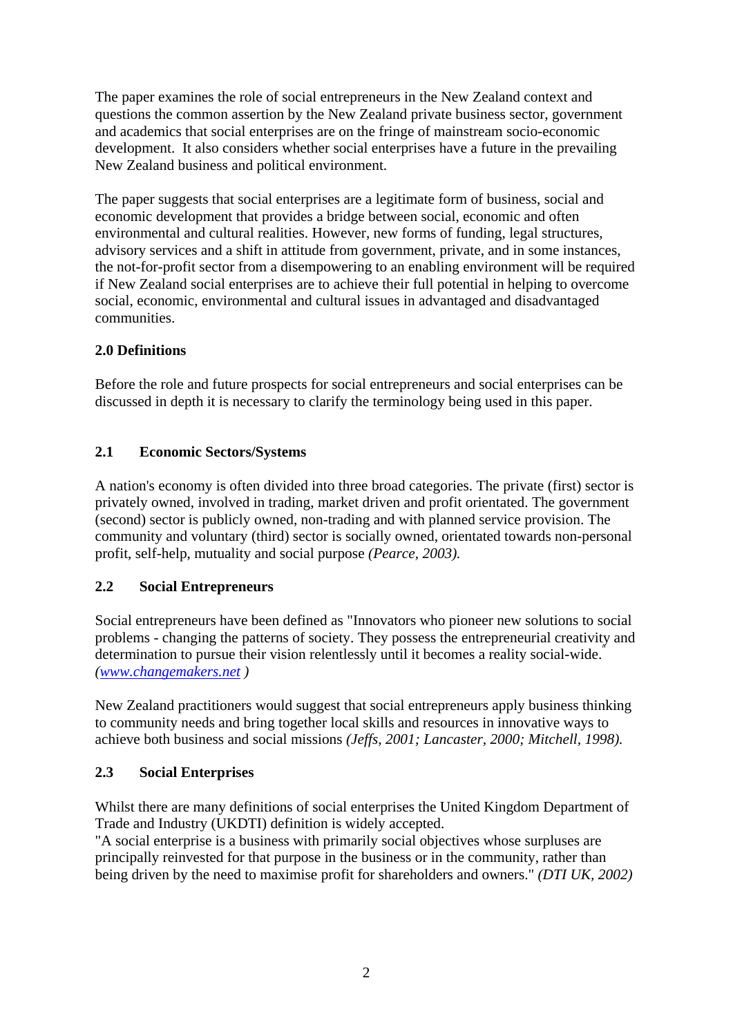The paper examines the role of social entrepreneurs in the New Zealand context and questions the common assertion by the New Zealand private business sector, government and academics that social enterprises are on the fringe of mainstream socio-economic development. It also considers whether social enterprises have a future in the prevailing New Zealand business and political environment.

The paper suggests that social enterprises are a legitimate form of business, social and economic development that provides a bridge between social, economic and often environmental and cultural realities. However, new forms of funding, legal structures, advisory services and a shift in attitude from government, private, and in some instances, the not-for-profit sector from a disempowering to an enabling environment will be required if New Zealand social enterprises are to achieve their full potential in helping to overcome social, economic, environmental and cultural issues in advantaged and disadvantaged communities.

## 2.0 Definitions

Before the role and future prospects for social entrepreneurs and social enterprises can be discussed in depth it is necessary to clarify the terminology being used in this paper.

### 2.1 Economic Sectors/Systems

A nation's economy is often divided into three broad categories. The private (first) sector is privately owned, involved in trading, market driven and profit orientated. The government (second) sector is publicly owned, non-trading and with planned service provision. The community and voluntary (third) sector is socially owned, orientated towards non-personal profit, self-help, mutuality and social purpose *(Pearce, 2003).*

### 2.2 Social Entrepreneurs

Social entrepreneurs have been defined as "Innovators who pioneer new solutions to social problems - changing the patterns of society. They possess the entrepreneurial creativity and determination to pursue their vision relentlessly until it becomes a reality social-wide." *([www.changemakers.net](www.changemakers.net) )*

New Zealand practitioners would suggest that social entrepreneurs apply business thinking to community needs and bring together local skills and resources in innovative ways to achieve both business and social missions *(Jeffs, 2001; Lancaster, 2000; Mitchell, 1998).*

### 2.3 Social Enterprises

Whilst there are many definitions of social enterprises the United Kingdom Department of Trade and Industry (UKDTI) definition is widely accepted.
"A social enterprise is a business with primarily social objectives whose surpluses are principally reinvested for that purpose in the business or in the community, rather than being driven by the need to maximise profit for shareholders and owners." *(DTI UK, 2002)*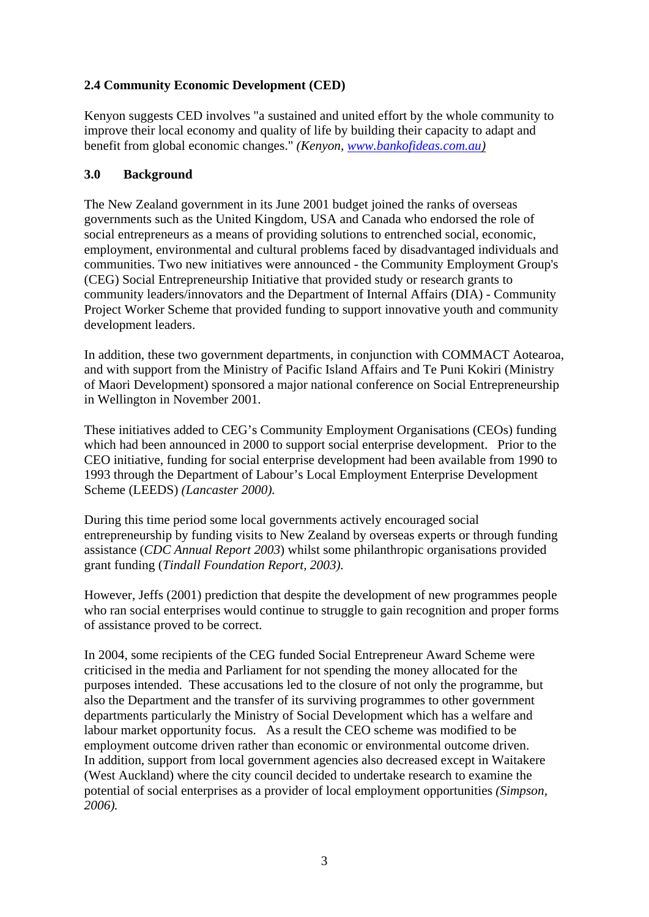### 2.4 Community Economic Development (CED)

Kenyon suggests CED involves "a sustained and united effort by the whole community to improve their local economy and quality of life by building their capacity to adapt and benefit from global economic changes." *(Kenyon, [www.bankofideas.com.au](http://www.bankofideas.com.au))*

## 3.0 Background

The New Zealand government in its June 2001 budget joined the ranks of overseas governments such as the United Kingdom, USA and Canada who endorsed the role of social entrepreneurs as a means of providing solutions to entrenched social, economic, employment, environmental and cultural problems faced by disadvantaged individuals and communities. Two new initiatives were announced - the Community Employment Group's (CEG) Social Entrepreneurship Initiative that provided study or research grants to community leaders/innovators and the Department of Internal Affairs (DIA) - Community Project Worker Scheme that provided funding to support innovative youth and community development leaders.

In addition, these two government departments, in conjunction with COMMACT Aotearoa, and with support from the Ministry of Pacific Island Affairs and Te Puni Kokiri (Ministry of Maori Development) sponsored a major national conference on Social Entrepreneurship in Wellington in November 2001.

These initiatives added to CEG's Community Employment Organisations (CEOs) funding which had been announced in 2000 to support social enterprise development. Prior to the CEO initiative, funding for social enterprise development had been available from 1990 to 1993 through the Department of Labour's Local Employment Enterprise Development Scheme (LEEDS) *(Lancaster 2000).*

During this time period some local governments actively encouraged social entrepreneurship by funding visits to New Zealand by overseas experts or through funding assistance (*CDC Annual Report 2003*) whilst some philanthropic organisations provided grant funding (*Tindall Foundation Report, 2003*).

However, Jeffs (2001) prediction that despite the development of new programmes people who ran social enterprises would continue to struggle to gain recognition and proper forms of assistance proved to be correct.

In 2004, some recipients of the CEG funded Social Entrepreneur Award Scheme were criticised in the media and Parliament for not spending the money allocated for the purposes intended. These accusations led to the closure of not only the programme, but also the Department and the transfer of its surviving programmes to other government departments particularly the Ministry of Social Development which has a welfare and labour market opportunity focus. As a result the CEO scheme was modified to be employment outcome driven rather than economic or environmental outcome driven. In addition, support from local government agencies also decreased except in Waitakere (West Auckland) where the city council decided to undertake research to examine the potential of social enterprises as a provider of local employment opportunities *(Simpson, 2006).*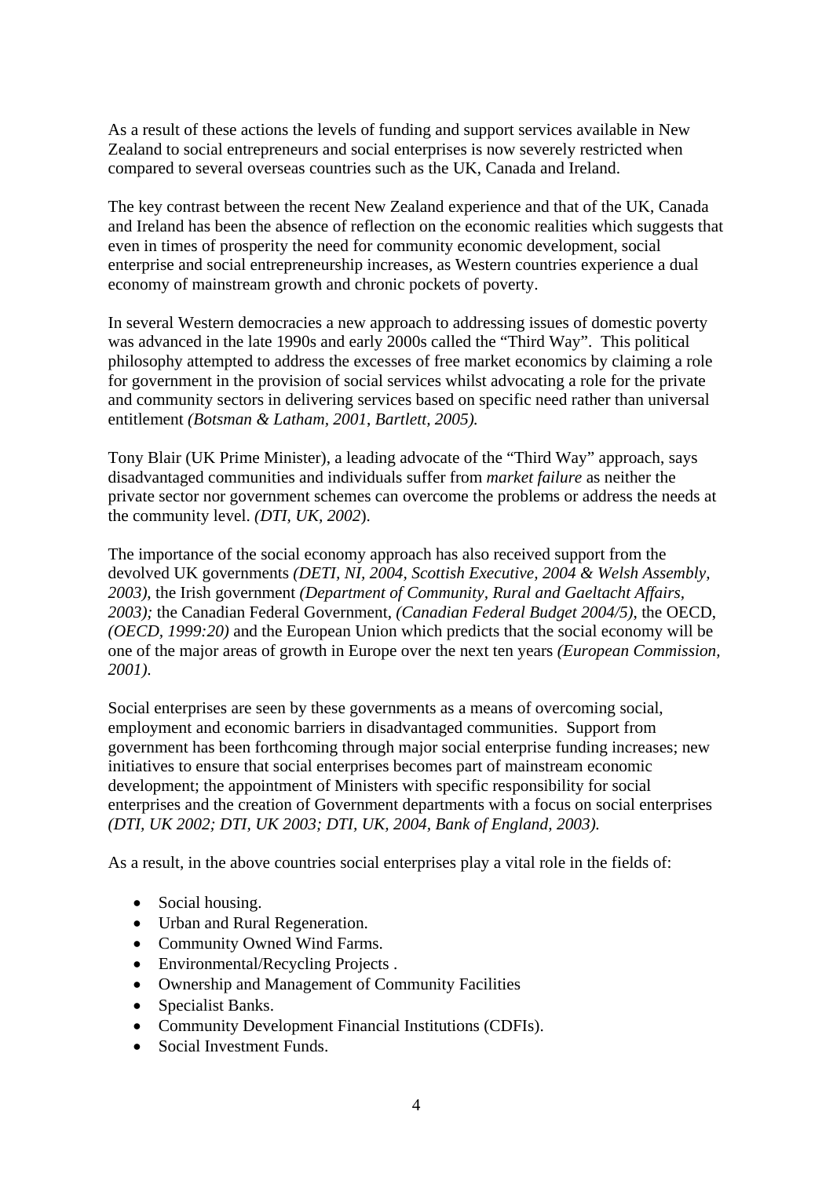As a result of these actions the levels of funding and support services available in New Zealand to social entrepreneurs and social enterprises is now severely restricted when compared to several overseas countries such as the UK, Canada and Ireland.

The key contrast between the recent New Zealand experience and that of the UK, Canada and Ireland has been the absence of reflection on the economic realities which suggests that even in times of prosperity the need for community economic development, social enterprise and social entrepreneurship increases, as Western countries experience a dual economy of mainstream growth and chronic pockets of poverty.

In several Western democracies a new approach to addressing issues of domestic poverty was advanced in the late 1990s and early 2000s called the "Third Way". This political philosophy attempted to address the excesses of free market economics by claiming a role for government in the provision of social services whilst advocating a role for the private and community sectors in delivering services based on specific need rather than universal entitlement *(Botsman & Latham, 2001, Bartlett, 2005).*

Tony Blair (UK Prime Minister), a leading advocate of the "Third Way" approach, says disadvantaged communities and individuals suffer from *market failure* as neither the private sector nor government schemes can overcome the problems or address the needs at the community level. *(DTI, UK, 2002*).

The importance of the social economy approach has also received support from the devolved UK governments *(DETI, NI, 2004, Scottish Executive, 2004 & Welsh Assembly, 2003),* the Irish government *(Department of Community, Rural and Gaeltacht Affairs, 2003);* the Canadian Federal Government, *(Canadian Federal Budget 2004/5),* the OECD, *(OECD, 1999:20)* and the European Union which predicts that the social economy will be one of the major areas of growth in Europe over the next ten years *(European Commission, 2001).*

Social enterprises are seen by these governments as a means of overcoming social, employment and economic barriers in disadvantaged communities. Support from government has been forthcoming through major social enterprise funding increases; new initiatives to ensure that social enterprises becomes part of mainstream economic development; the appointment of Ministers with specific responsibility for social enterprises and the creation of Government departments with a focus on social enterprises *(DTI, UK 2002; DTI, UK 2003; DTI, UK, 2004, Bank of England, 2003).*

As a result, in the above countries social enterprises play a vital role in the fields of:

- Social housing.
- Urban and Rural Regeneration.
- Community Owned Wind Farms.
- Environmental/Recycling Projects .
- Ownership and Management of Community Facilities
- Specialist Banks.
- Community Development Financial Institutions (CDFIs).
- Social Investment Funds.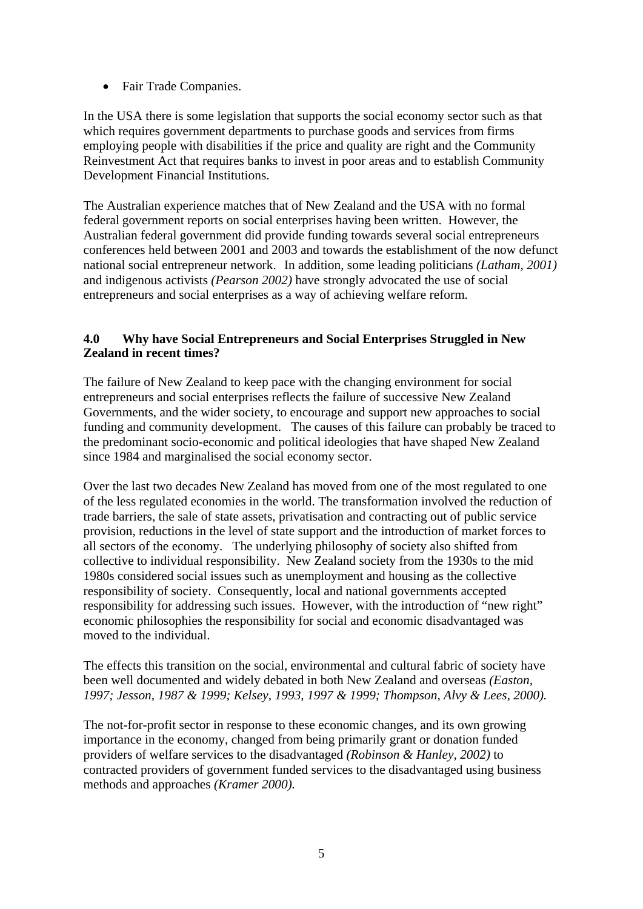- Fair Trade Companies.

In the USA there is some legislation that supports the social economy sector such as that which requires government departments to purchase goods and services from firms employing people with disabilities if the price and quality are right and the Community Reinvestment Act that requires banks to invest in poor areas and to establish Community Development Financial Institutions.

The Australian experience matches that of New Zealand and the USA with no formal federal government reports on social enterprises having been written. However, the Australian federal government did provide funding towards several social entrepreneurs conferences held between 2001 and 2003 and towards the establishment of the now defunct national social entrepreneur network. In addition, some leading politicians *(Latham, 2001)* and indigenous activists *(Pearson 2002)* have strongly advocated the use of social entrepreneurs and social enterprises as a way of achieving welfare reform.

## 4.0 Why have Social Entrepreneurs and Social Enterprises Struggled in New Zealand in recent times?

The failure of New Zealand to keep pace with the changing environment for social entrepreneurs and social enterprises reflects the failure of successive New Zealand Governments, and the wider society, to encourage and support new approaches to social funding and community development. The causes of this failure can probably be traced to the predominant socio-economic and political ideologies that have shaped New Zealand since 1984 and marginalised the social economy sector.

Over the last two decades New Zealand has moved from one of the most regulated to one of the less regulated economies in the world. The transformation involved the reduction of trade barriers, the sale of state assets, privatisation and contracting out of public service provision, reductions in the level of state support and the introduction of market forces to all sectors of the economy. The underlying philosophy of society also shifted from collective to individual responsibility. New Zealand society from the 1930s to the mid 1980s considered social issues such as unemployment and housing as the collective responsibility of society. Consequently, local and national governments accepted responsibility for addressing such issues. However, with the introduction of "new right" economic philosophies the responsibility for social and economic disadvantaged was moved to the individual.

The effects this transition on the social, environmental and cultural fabric of society have been well documented and widely debated in both New Zealand and overseas *(Easton, 1997; Jesson, 1987 & 1999; Kelsey, 1993, 1997 & 1999; Thompson, Alvy & Lees, 2000).*

The not-for-profit sector in response to these economic changes, and its own growing importance in the economy, changed from being primarily grant or donation funded providers of welfare services to the disadvantaged *(Robinson & Hanley, 2002)* to contracted providers of government funded services to the disadvantaged using business methods and approaches *(Kramer 2000).*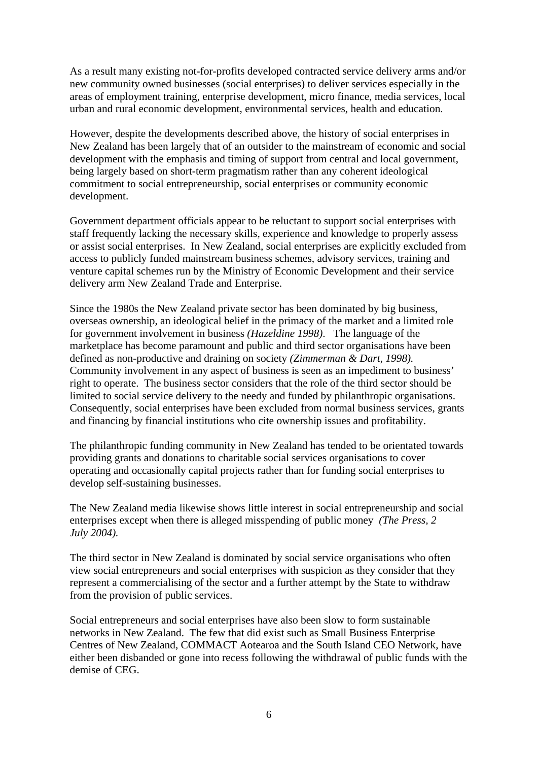As a result many existing not-for-profits developed contracted service delivery arms and/or new community owned businesses (social enterprises) to deliver services especially in the areas of employment training, enterprise development, micro finance, media services, local urban and rural economic development, environmental services, health and education.

However, despite the developments described above, the history of social enterprises in New Zealand has been largely that of an outsider to the mainstream of economic and social development with the emphasis and timing of support from central and local government, being largely based on short-term pragmatism rather than any coherent ideological commitment to social entrepreneurship, social enterprises or community economic development.

Government department officials appear to be reluctant to support social enterprises with staff frequently lacking the necessary skills, experience and knowledge to properly assess or assist social enterprises. In New Zealand, social enterprises are explicitly excluded from access to publicly funded mainstream business schemes, advisory services, training and venture capital schemes run by the Ministry of Economic Development and their service delivery arm New Zealand Trade and Enterprise.

Since the 1980s the New Zealand private sector has been dominated by big business, overseas ownership, an ideological belief in the primacy of the market and a limited role for government involvement in business *(Hazeldine 1998)*. The language of the marketplace has become paramount and public and third sector organisations have been defined as non-productive and draining on society *(Zimmerman & Dart, 1998).* Community involvement in any aspect of business is seen as an impediment to business' right to operate. The business sector considers that the role of the third sector should be limited to social service delivery to the needy and funded by philanthropic organisations. Consequently, social enterprises have been excluded from normal business services, grants and financing by financial institutions who cite ownership issues and profitability.

The philanthropic funding community in New Zealand has tended to be orientated towards providing grants and donations to charitable social services organisations to cover operating and occasionally capital projects rather than for funding social enterprises to develop self-sustaining businesses.

The New Zealand media likewise shows little interest in social entrepreneurship and social enterprises except when there is alleged misspending of public money *(The Press, 2 July 2004).*

The third sector in New Zealand is dominated by social service organisations who often view social entrepreneurs and social enterprises with suspicion as they consider that they represent a commercialising of the sector and a further attempt by the State to withdraw from the provision of public services.

Social entrepreneurs and social enterprises have also been slow to form sustainable networks in New Zealand. The few that did exist such as Small Business Enterprise Centres of New Zealand, COMMACT Aotearoa and the South Island CEO Network, have either been disbanded or gone into recess following the withdrawal of public funds with the demise of CEG.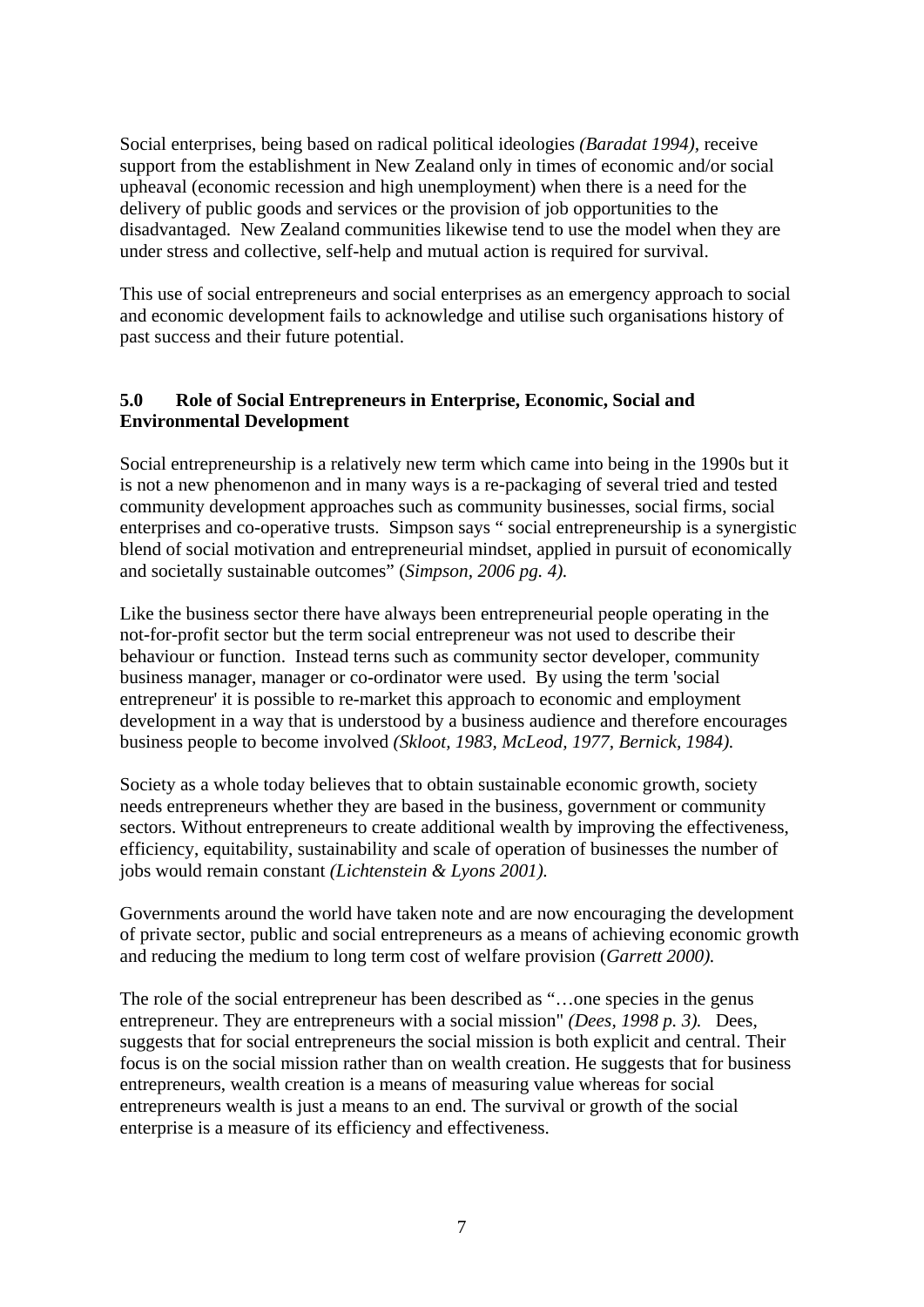Social enterprises, being based on radical political ideologies *(Baradat 1994)*, receive support from the establishment in New Zealand only in times of economic and/or social upheaval (economic recession and high unemployment) when there is a need for the delivery of public goods and services or the provision of job opportunities to the disadvantaged. New Zealand communities likewise tend to use the model when they are under stress and collective, self-help and mutual action is required for survival.

This use of social entrepreneurs and social enterprises as an emergency approach to social and economic development fails to acknowledge and utilise such organisations history of past success and their future potential.

## 5.0 Role of Social Entrepreneurs in Enterprise, Economic, Social and Environmental Development

Social entrepreneurship is a relatively new term which came into being in the 1990s but it is not a new phenomenon and in many ways is a re-packaging of several tried and tested community development approaches such as community businesses, social firms, social enterprises and co-operative trusts. Simpson says " social entrepreneurship is a synergistic blend of social motivation and entrepreneurial mindset, applied in pursuit of economically and societally sustainable outcomes" (*Simpson, 2006 pg. 4).*

Like the business sector there have always been entrepreneurial people operating in the not-for-profit sector but the term social entrepreneur was not used to describe their behaviour or function. Instead terns such as community sector developer, community business manager, manager or co-ordinator were used. By using the term 'social entrepreneur' it is possible to re-market this approach to economic and employment development in a way that is understood by a business audience and therefore encourages business people to become involved *(Skloot, 1983, McLeod, 1977, Bernick, 1984).*

Society as a whole today believes that to obtain sustainable economic growth, society needs entrepreneurs whether they are based in the business, government or community sectors. Without entrepreneurs to create additional wealth by improving the effectiveness, efficiency, equitability, sustainability and scale of operation of businesses the number of jobs would remain constant *(Lichtenstein & Lyons 2001).*

Governments around the world have taken note and are now encouraging the development of private sector, public and social entrepreneurs as a means of achieving economic growth and reducing the medium to long term cost of welfare provision (*Garrett 2000).*

The role of the social entrepreneur has been described as "…one species in the genus entrepreneur. They are entrepreneurs with a social mission" *(Dees, 1998 p. 3).* Dees, suggests that for social entrepreneurs the social mission is both explicit and central. Their focus is on the social mission rather than on wealth creation. He suggests that for business entrepreneurs, wealth creation is a means of measuring value whereas for social entrepreneurs wealth is just a means to an end. The survival or growth of the social enterprise is a measure of its efficiency and effectiveness.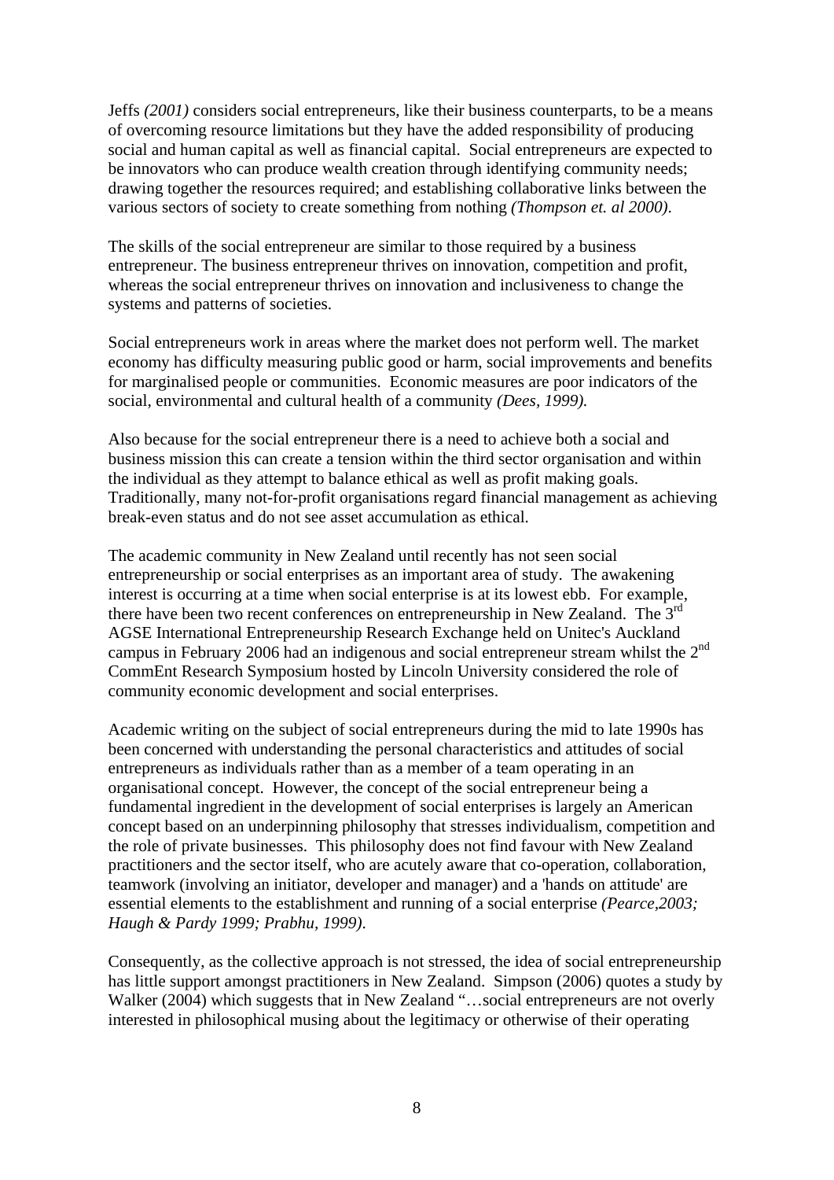Jeffs *(2001)* considers social entrepreneurs, like their business counterparts, to be a means of overcoming resource limitations but they have the added responsibility of producing social and human capital as well as financial capital. Social entrepreneurs are expected to be innovators who can produce wealth creation through identifying community needs; drawing together the resources required; and establishing collaborative links between the various sectors of society to create something from nothing *(Thompson et. al 2000)*.

The skills of the social entrepreneur are similar to those required by a business entrepreneur. The business entrepreneur thrives on innovation, competition and profit, whereas the social entrepreneur thrives on innovation and inclusiveness to change the systems and patterns of societies.

Social entrepreneurs work in areas where the market does not perform well. The market economy has difficulty measuring public good or harm, social improvements and benefits for marginalised people or communities. Economic measures are poor indicators of the social, environmental and cultural health of a community *(Dees, 1999).*

Also because for the social entrepreneur there is a need to achieve both a social and business mission this can create a tension within the third sector organisation and within the individual as they attempt to balance ethical as well as profit making goals. Traditionally, many not-for-profit organisations regard financial management as achieving break-even status and do not see asset accumulation as ethical.

The academic community in New Zealand until recently has not seen social entrepreneurship or social enterprises as an important area of study. The awakening interest is occurring at a time when social enterprise is at its lowest ebb. For example, there have been two recent conferences on entrepreneurship in New Zealand. The 3rd AGSE International Entrepreneurship Research Exchange held on Unitec's Auckland campus in February 2006 had an indigenous and social entrepreneur stream whilst the 2nd CommEnt Research Symposium hosted by Lincoln University considered the role of community economic development and social enterprises.

Academic writing on the subject of social entrepreneurs during the mid to late 1990s has been concerned with understanding the personal characteristics and attitudes of social entrepreneurs as individuals rather than as a member of a team operating in an organisational concept. However, the concept of the social entrepreneur being a fundamental ingredient in the development of social enterprises is largely an American concept based on an underpinning philosophy that stresses individualism, competition and the role of private businesses. This philosophy does not find favour with New Zealand practitioners and the sector itself, who are acutely aware that co-operation, collaboration, teamwork (involving an initiator, developer and manager) and a 'hands on attitude' are essential elements to the establishment and running of a social enterprise *(Pearce,2003; Haugh & Pardy 1999; Prabhu, 1999)*.

Consequently, as the collective approach is not stressed, the idea of social entrepreneurship has little support amongst practitioners in New Zealand. Simpson (2006) quotes a study by Walker (2004) which suggests that in New Zealand "…social entrepreneurs are not overly interested in philosophical musing about the legitimacy or otherwise of their operating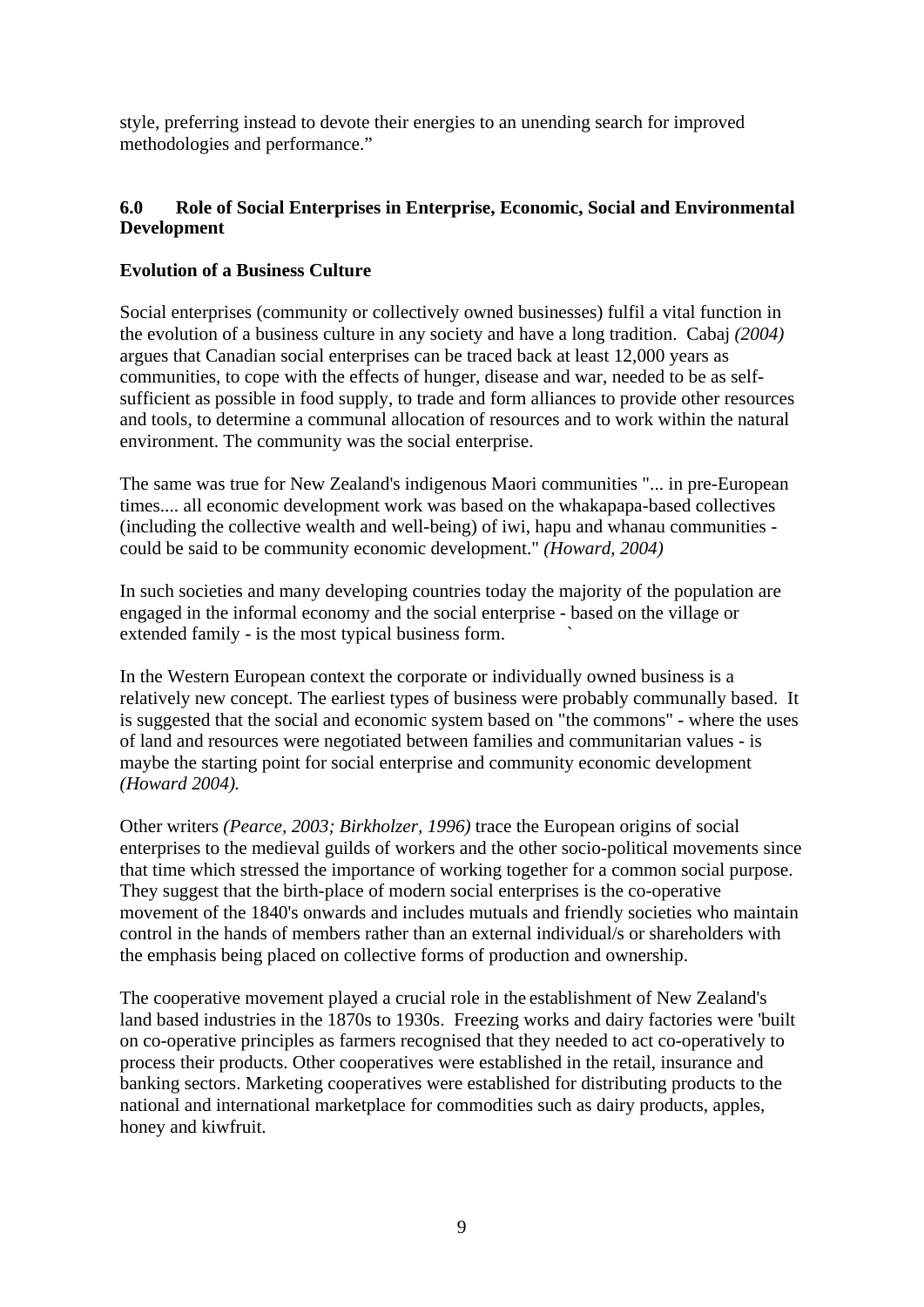style, preferring instead to devote their energies to an unending search for improved methodologies and performance."

## 6.0 Role of Social Enterprises in Enterprise, Economic, Social and Environmental Development

### Evolution of a Business Culture

Social enterprises (community or collectively owned businesses) fulfil a vital function in the evolution of a business culture in any society and have a long tradition. Cabaj *(2004)* argues that Canadian social enterprises can be traced back at least 12,000 years as communities, to cope with the effects of hunger, disease and war, needed to be as self-sufficient as possible in food supply, to trade and form alliances to provide other resources and tools, to determine a communal allocation of resources and to work within the natural environment. The community was the social enterprise.

The same was true for New Zealand's indigenous Maori communities "... in pre-European times.... all economic development work was based on the whakapapa-based collectives (including the collective wealth and well-being) of iwi, hapu and whanau communities - could be said to be community economic development." *(Howard, 2004)*

In such societies and many developing countries today the majority of the population are engaged in the informal economy and the social enterprise - based on the village or extended family - is the most typical business form.

In the Western European context the corporate or individually owned business is a relatively new concept. The earliest types of business were probably communally based. It is suggested that the social and economic system based on "the commons" - where the uses of land and resources were negotiated between families and communitarian values - is maybe the starting point for social enterprise and community economic development *(Howard 2004).*

Other writers *(Pearce, 2003; Birkholzer, 1996)* trace the European origins of social enterprises to the medieval guilds of workers and the other socio-political movements since that time which stressed the importance of working together for a common social purpose. They suggest that the birth-place of modern social enterprises is the co-operative movement of the 1840's onwards and includes mutuals and friendly societies who maintain control in the hands of members rather than an external individual/s or shareholders with the emphasis being placed on collective forms of production and ownership.

The cooperative movement played a crucial role in the establishment of New Zealand's land based industries in the 1870s to 1930s. Freezing works and dairy factories were 'built on co-operative principles as farmers recognised that they needed to act co-operatively to process their products. Other cooperatives were established in the retail, insurance and banking sectors. Marketing cooperatives were established for distributing products to the national and international marketplace for commodities such as dairy products, apples, honey and kiwfruit.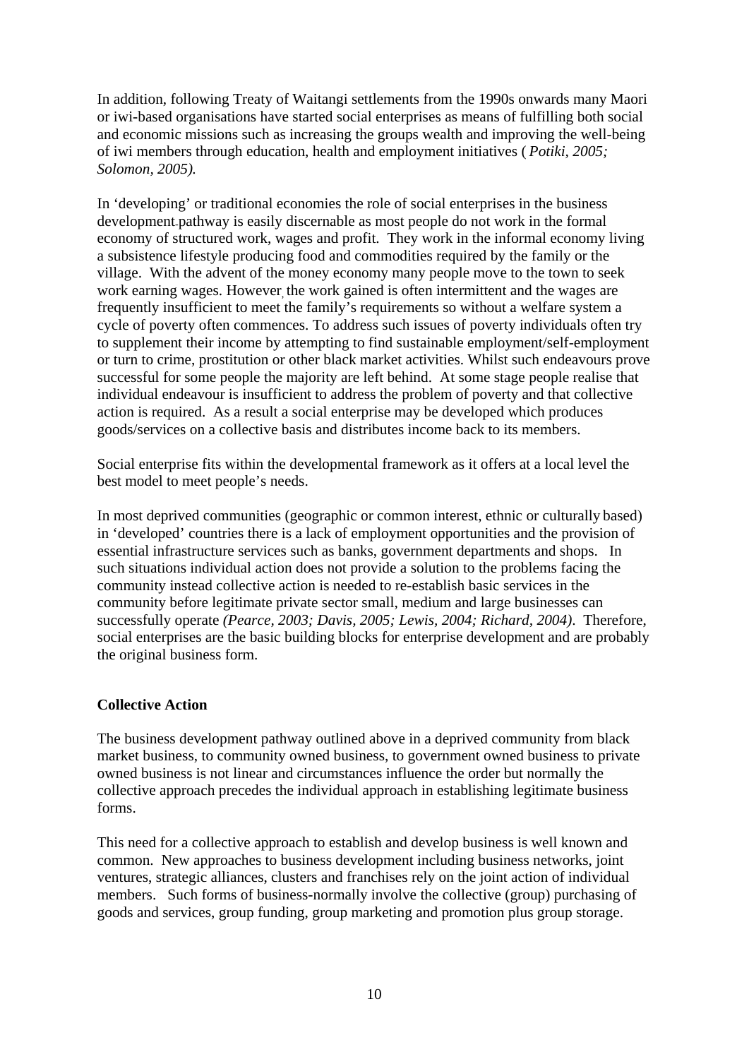In addition, following Treaty of Waitangi settlements from the 1990s onwards many Maori or iwi-based organisations have started social enterprises as means of fulfilling both social and economic missions such as increasing the groups wealth and improving the well-being of iwi members through education, health and employment initiatives ( *Potiki, 2005; Solomon, 2005).*

In 'developing' or traditional economies the role of social enterprises in the business development pathway is easily discernable as most people do not work in the formal economy of structured work, wages and profit. They work in the informal economy living a subsistence lifestyle producing food and commodities required by the family or the village. With the advent of the money economy many people move to the town to seek work earning wages. However, the work gained is often intermittent and the wages are frequently insufficient to meet the family's requirements so without a welfare system a cycle of poverty often commences. To address such issues of poverty individuals often try to supplement their income by attempting to find sustainable employment/self-employment or turn to crime, prostitution or other black market activities. Whilst such endeavours prove successful for some people the majority are left behind. At some stage people realise that individual endeavour is insufficient to address the problem of poverty and that collective action is required. As a result a social enterprise may be developed which produces goods/services on a collective basis and distributes income back to its members.

Social enterprise fits within the developmental framework as it offers at a local level the best model to meet people's needs.

In most deprived communities (geographic or common interest, ethnic or culturally based) in 'developed' countries there is a lack of employment opportunities and the provision of essential infrastructure services such as banks, government departments and shops. In such situations individual action does not provide a solution to the problems facing the community instead collective action is needed to re-establish basic services in the community before legitimate private sector small, medium and large businesses can successfully operate *(Pearce, 2003; Davis, 2005; Lewis, 2004; Richard, 2004)*. Therefore, social enterprises are the basic building blocks for enterprise development and are probably the original business form.

## Collective Action

The business development pathway outlined above in a deprived community from black market business, to community owned business, to government owned business to private owned business is not linear and circumstances influence the order but normally the collective approach precedes the individual approach in establishing legitimate business forms.

This need for a collective approach to establish and develop business is well known and common. New approaches to business development including business networks, joint ventures, strategic alliances, clusters and franchises rely on the joint action of individual members. Such forms of business-normally involve the collective (group) purchasing of goods and services, group funding, group marketing and promotion plus group storage.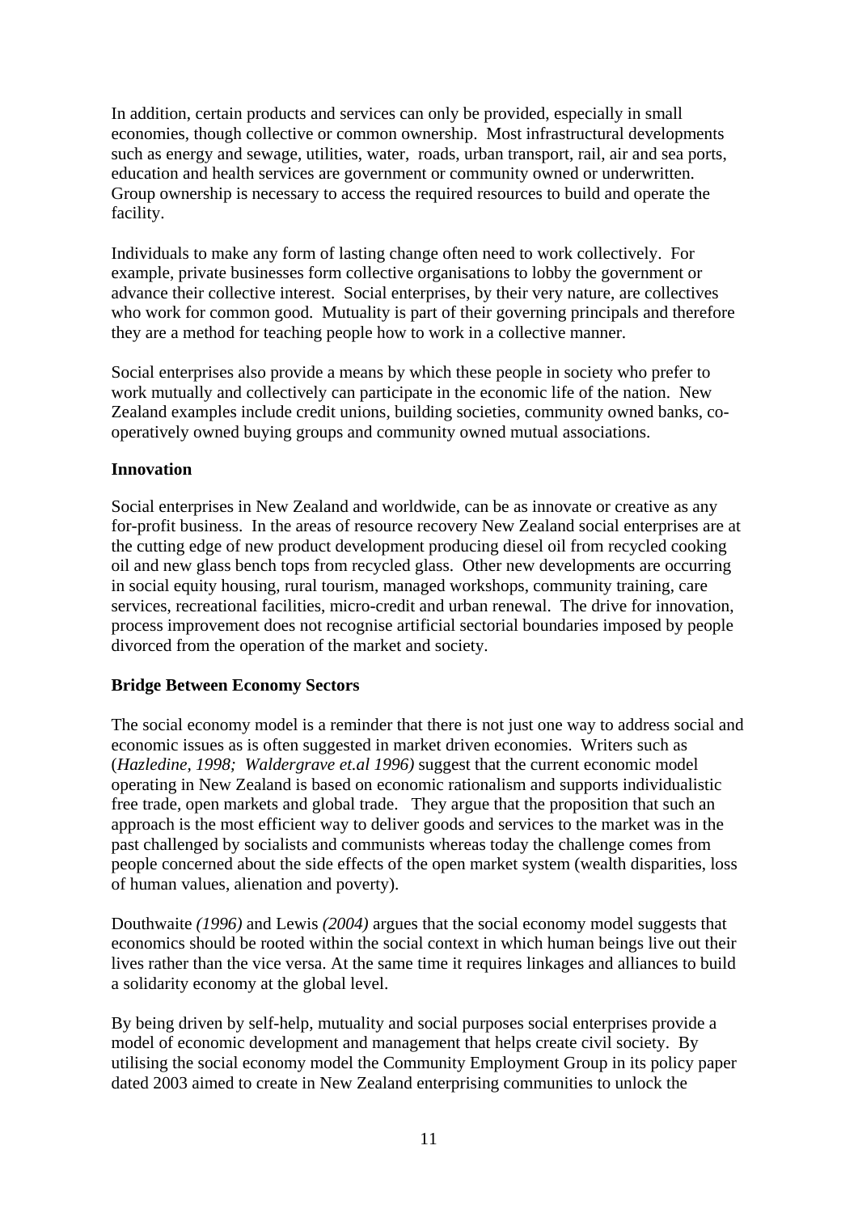In addition, certain products and services can only be provided, especially in small economies, though collective or common ownership. Most infrastructural developments such as energy and sewage, utilities, water, roads, urban transport, rail, air and sea ports, education and health services are government or community owned or underwritten. Group ownership is necessary to access the required resources to build and operate the facility.

Individuals to make any form of lasting change often need to work collectively. For example, private businesses form collective organisations to lobby the government or advance their collective interest. Social enterprises, by their very nature, are collectives who work for common good. Mutuality is part of their governing principals and therefore they are a method for teaching people how to work in a collective manner.

Social enterprises also provide a means by which these people in society who prefer to work mutually and collectively can participate in the economic life of the nation. New Zealand examples include credit unions, building societies, community owned banks, co-operatively owned buying groups and community owned mutual associations.

**Innovation**

Social enterprises in New Zealand and worldwide, can be as innovate or creative as any for-profit business. In the areas of resource recovery New Zealand social enterprises are at the cutting edge of new product development producing diesel oil from recycled cooking oil and new glass bench tops from recycled glass. Other new developments are occurring in social equity housing, rural tourism, managed workshops, community training, care services, recreational facilities, micro-credit and urban renewal. The drive for innovation, process improvement does not recognise artificial sectorial boundaries imposed by people divorced from the operation of the market and society.

**Bridge Between Economy Sectors**

The social economy model is a reminder that there is not just one way to address social and economic issues as is often suggested in market driven economies. Writers such as (*Hazledine, 1998; Waldergrave et.al 1996)* suggest that the current economic model operating in New Zealand is based on economic rationalism and supports individualistic free trade, open markets and global trade. They argue that the proposition that such an approach is the most efficient way to deliver goods and services to the market was in the past challenged by socialists and communists whereas today the challenge comes from people concerned about the side effects of the open market system (wealth disparities, loss of human values, alienation and poverty).

Douthwaite *(1996)* and Lewis *(2004)* argues that the social economy model suggests that economics should be rooted within the social context in which human beings live out their lives rather than the vice versa. At the same time it requires linkages and alliances to build a solidarity economy at the global level.

By being driven by self-help, mutuality and social purposes social enterprises provide a model of economic development and management that helps create civil society. By utilising the social economy model the Community Employment Group in its policy paper dated 2003 aimed to create in New Zealand enterprising communities to unlock the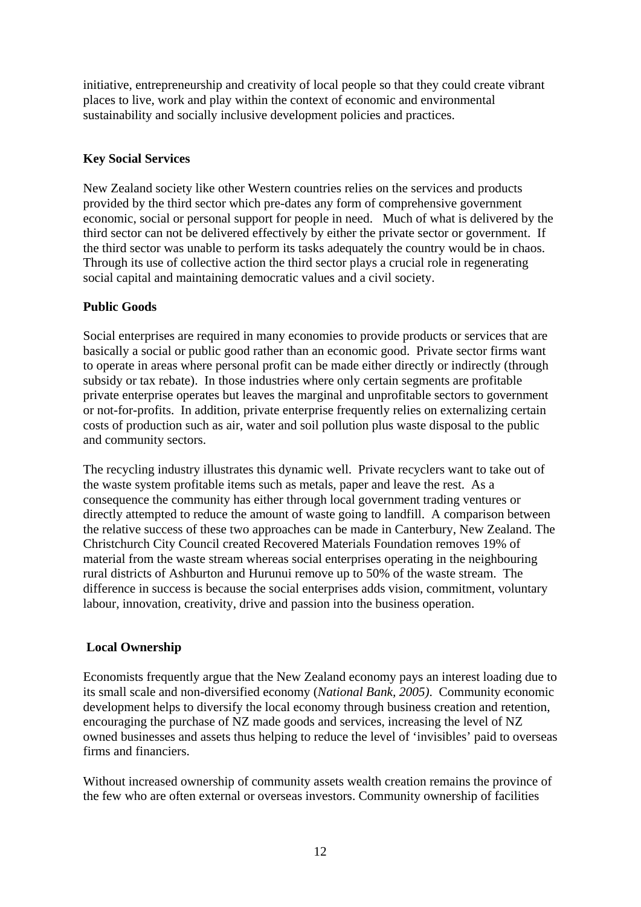initiative, entrepreneurship and creativity of local people so that they could create vibrant places to live, work and play within the context of economic and environmental sustainability and socially inclusive development policies and practices.

**Key Social Services**

New Zealand society like other Western countries relies on the services and products provided by the third sector which pre-dates any form of comprehensive government economic, social or personal support for people in need. Much of what is delivered by the third sector can not be delivered effectively by either the private sector or government. If the third sector was unable to perform its tasks adequately the country would be in chaos. Through its use of collective action the third sector plays a crucial role in regenerating social capital and maintaining democratic values and a civil society.

**Public Goods**

Social enterprises are required in many economies to provide products or services that are basically a social or public good rather than an economic good. Private sector firms want to operate in areas where personal profit can be made either directly or indirectly (through subsidy or tax rebate). In those industries where only certain segments are profitable private enterprise operates but leaves the marginal and unprofitable sectors to government or not-for-profits. In addition, private enterprise frequently relies on externalizing certain costs of production such as air, water and soil pollution plus waste disposal to the public and community sectors.

The recycling industry illustrates this dynamic well. Private recyclers want to take out of the waste system profitable items such as metals, paper and leave the rest. As a consequence the community has either through local government trading ventures or directly attempted to reduce the amount of waste going to landfill. A comparison between the relative success of these two approaches can be made in Canterbury, New Zealand. The Christchurch City Council created Recovered Materials Foundation removes 19% of material from the waste stream whereas social enterprises operating in the neighbouring rural districts of Ashburton and Hurunui remove up to 50% of the waste stream. The difference in success is because the social enterprises adds vision, commitment, voluntary labour, innovation, creativity, drive and passion into the business operation.

**Local Ownership**

Economists frequently argue that the New Zealand economy pays an interest loading due to its small scale and non-diversified economy (*National Bank, 2005)*. Community economic development helps to diversify the local economy through business creation and retention, encouraging the purchase of NZ made goods and services, increasing the level of NZ owned businesses and assets thus helping to reduce the level of 'invisibles' paid to overseas firms and financiers.

Without increased ownership of community assets wealth creation remains the province of the few who are often external or overseas investors. Community ownership of facilities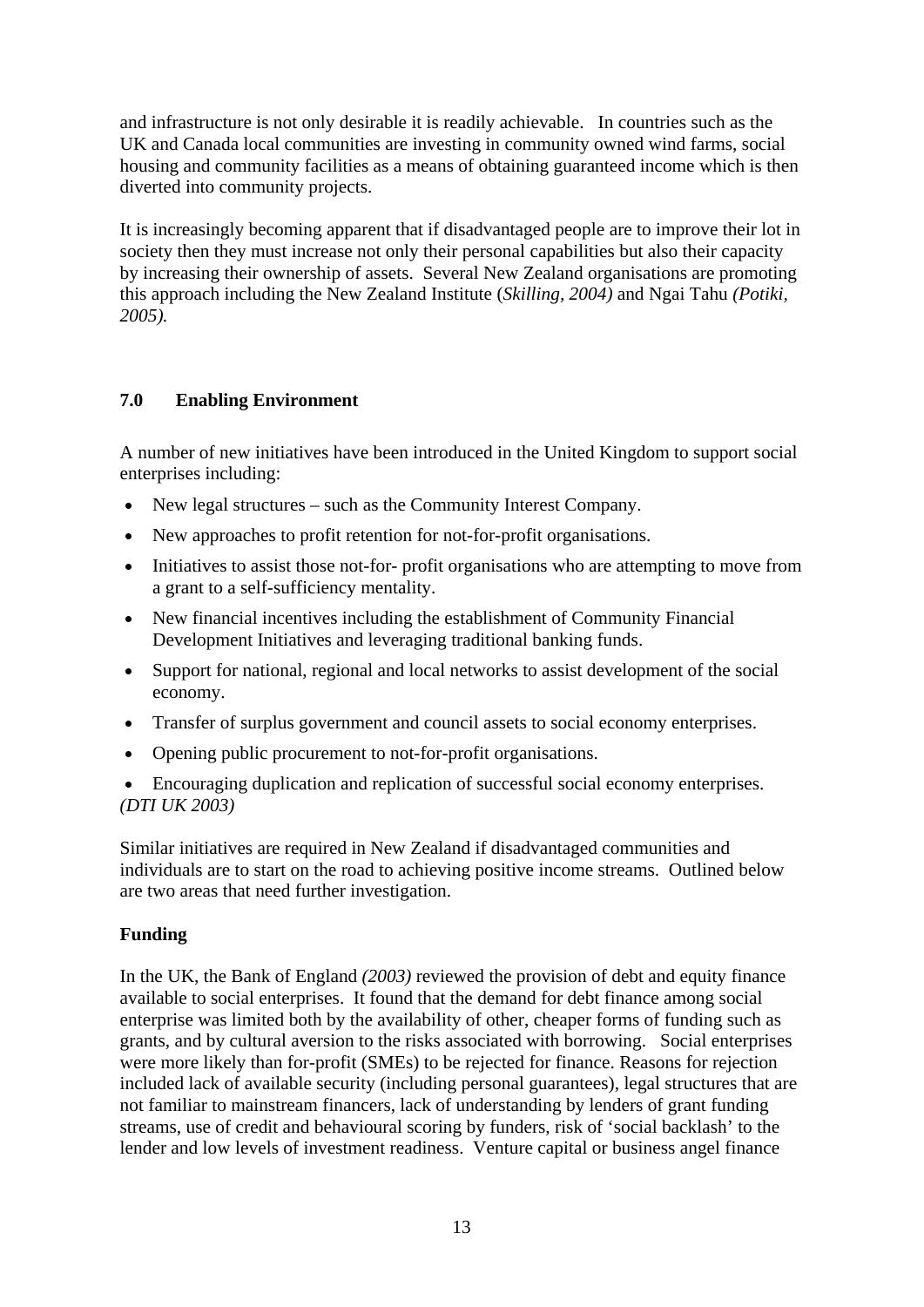and infrastructure is not only desirable it is readily achievable. In countries such as the UK and Canada local communities are investing in community owned wind farms, social housing and community facilities as a means of obtaining guaranteed income which is then diverted into community projects.

It is increasingly becoming apparent that if disadvantaged people are to improve their lot in society then they must increase not only their personal capabilities but also their capacity by increasing their ownership of assets. Several New Zealand organisations are promoting this approach including the New Zealand Institute (*Skilling, 2004)* and Ngai Tahu *(Potiki, 2005).*

## 7.0 Enabling Environment

A number of new initiatives have been introduced in the United Kingdom to support social enterprises including:

- New legal structures – such as the Community Interest Company.
- New approaches to profit retention for not-for-profit organisations.
- Initiatives to assist those not-for- profit organisations who are attempting to move from a grant to a self-sufficiency mentality.
- New financial incentives including the establishment of Community Financial Development Initiatives and leveraging traditional banking funds.
- Support for national, regional and local networks to assist development of the social economy.
- Transfer of surplus government and council assets to social economy enterprises.
- Opening public procurement to not-for-profit organisations.
- Encouraging duplication and replication of successful social economy enterprises.

*(DTI UK 2003)*

Similar initiatives are required in New Zealand if disadvantaged communities and individuals are to start on the road to achieving positive income streams. Outlined below are two areas that need further investigation.

### Funding

In the UK, the Bank of England *(2003)* reviewed the provision of debt and equity finance available to social enterprises. It found that the demand for debt finance among social enterprise was limited both by the availability of other, cheaper forms of funding such as grants, and by cultural aversion to the risks associated with borrowing. Social enterprises were more likely than for-profit (SMEs) to be rejected for finance. Reasons for rejection included lack of available security (including personal guarantees), legal structures that are not familiar to mainstream financers, lack of understanding by lenders of grant funding streams, use of credit and behavioural scoring by funders, risk of 'social backlash' to the lender and low levels of investment readiness. Venture capital or business angel finance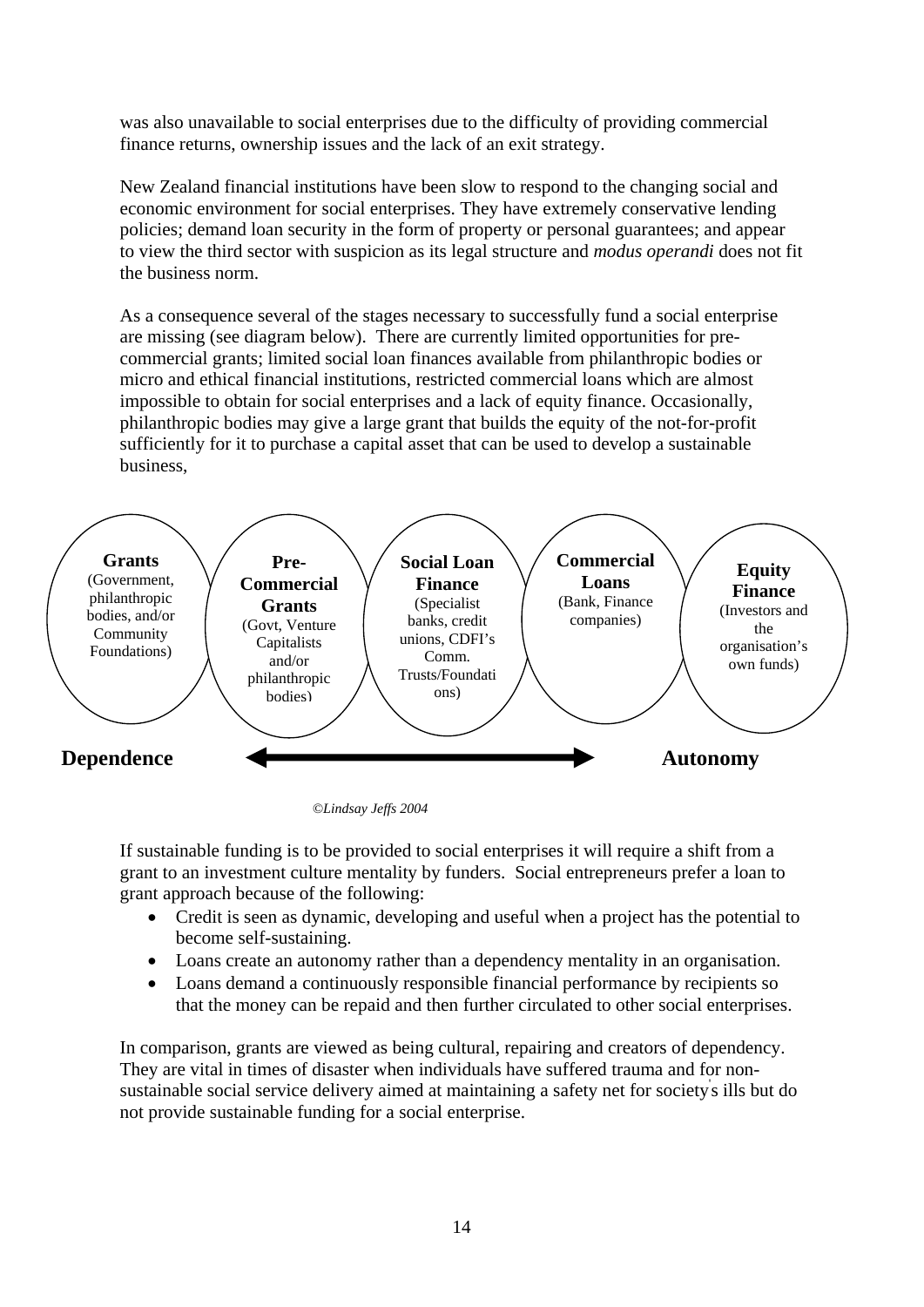was also unavailable to social enterprises due to the difficulty of providing commercial finance returns, ownership issues and the lack of an exit strategy.

New Zealand financial institutions have been slow to respond to the changing social and economic environment for social enterprises. They have extremely conservative lending policies; demand loan security in the form of property or personal guarantees; and appear to view the third sector with suspicion as its legal structure and *modus operandi* does not fit the business norm.

As a consequence several of the stages necessary to successfully fund a social enterprise are missing (see diagram below). There are currently limited opportunities for pre-commercial grants; limited social loan finances available from philanthropic bodies or micro and ethical financial institutions, restricted commercial loans which are almost impossible to obtain for social enterprises and a lack of equity finance. Occasionally, philanthropic bodies may give a large grant that builds the equity of the not-for-profit sufficiently for it to purchase a capital asset that can be used to develop a sustainable business,

**Grants** (Government, philanthropic bodies, and/or Community Foundations)

**Pre-Commercial Grants** (Govt, Venture Capitalists and/or philanthropic bodies)

**Social Loan Finance** (Specialist banks, credit unions, CDFI's Comm. Trusts/Foundations)

**Commercial Loans** (Bank, Finance companies)

**Equity Finance** (Investors and the organisation's own funds)

**Dependence** ⟷ **Autonomy**

*©Lindsay Jeffs 2004*

If sustainable funding is to be provided to social enterprises it will require a shift from a grant to an investment culture mentality by funders. Social entrepreneurs prefer a loan to grant approach because of the following:

- Credit is seen as dynamic, developing and useful when a project has the potential to become self-sustaining.
- Loans create an autonomy rather than a dependency mentality in an organisation.
- Loans demand a continuously responsible financial performance by recipients so that the money can be repaid and then further circulated to other social enterprises.

In comparison, grants are viewed as being cultural, repairing and creators of dependency. They are vital in times of disaster when individuals have suffered trauma and for non-sustainable social service delivery aimed at maintaining a safety net for society's ills but do not provide sustainable funding for a social enterprise.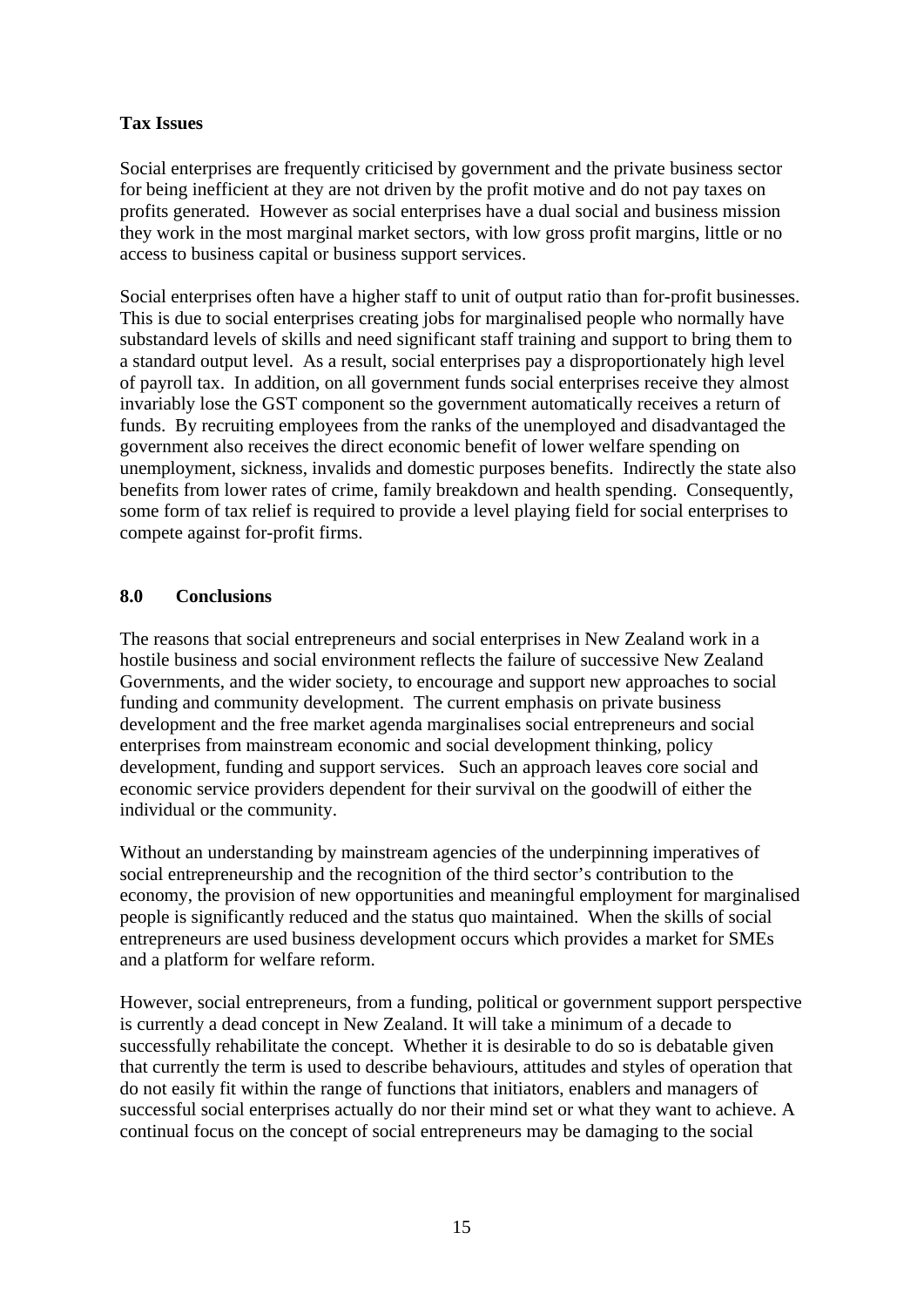**Tax Issues**

Social enterprises are frequently criticised by government and the private business sector for being inefficient at they are not driven by the profit motive and do not pay taxes on profits generated. However as social enterprises have a dual social and business mission they work in the most marginal market sectors, with low gross profit margins, little or no access to business capital or business support services.

Social enterprises often have a higher staff to unit of output ratio than for-profit businesses. This is due to social enterprises creating jobs for marginalised people who normally have substandard levels of skills and need significant staff training and support to bring them to a standard output level. As a result, social enterprises pay a disproportionately high level of payroll tax. In addition, on all government funds social enterprises receive they almost invariably lose the GST component so the government automatically receives a return of funds. By recruiting employees from the ranks of the unemployed and disadvantaged the government also receives the direct economic benefit of lower welfare spending on unemployment, sickness, invalids and domestic purposes benefits. Indirectly the state also benefits from lower rates of crime, family breakdown and health spending. Consequently, some form of tax relief is required to provide a level playing field for social enterprises to compete against for-profit firms.

## 8.0 Conclusions

The reasons that social entrepreneurs and social enterprises in New Zealand work in a hostile business and social environment reflects the failure of successive New Zealand Governments, and the wider society, to encourage and support new approaches to social funding and community development. The current emphasis on private business development and the free market agenda marginalises social entrepreneurs and social enterprises from mainstream economic and social development thinking, policy development, funding and support services. Such an approach leaves core social and economic service providers dependent for their survival on the goodwill of either the individual or the community.

Without an understanding by mainstream agencies of the underpinning imperatives of social entrepreneurship and the recognition of the third sector's contribution to the economy, the provision of new opportunities and meaningful employment for marginalised people is significantly reduced and the status quo maintained. When the skills of social entrepreneurs are used business development occurs which provides a market for SMEs and a platform for welfare reform.

However, social entrepreneurs, from a funding, political or government support perspective is currently a dead concept in New Zealand. It will take a minimum of a decade to successfully rehabilitate the concept. Whether it is desirable to do so is debatable given that currently the term is used to describe behaviours, attitudes and styles of operation that do not easily fit within the range of functions that initiators, enablers and managers of successful social enterprises actually do nor their mind set or what they want to achieve. A continual focus on the concept of social entrepreneurs may be damaging to the social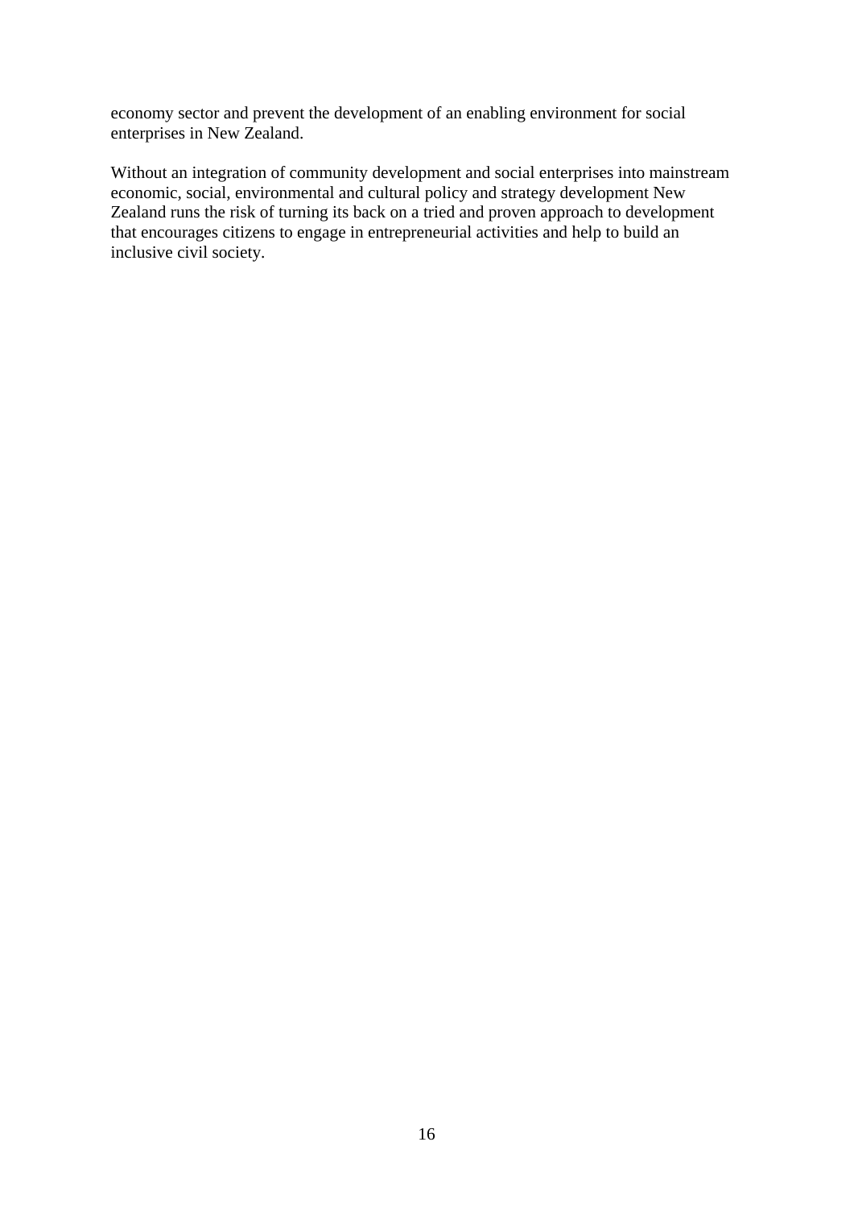economy sector and prevent the development of an enabling environment for social enterprises in New Zealand.

Without an integration of community development and social enterprises into mainstream economic, social, environmental and cultural policy and strategy development New Zealand runs the risk of turning its back on a tried and proven approach to development that encourages citizens to engage in entrepreneurial activities and help to build an inclusive civil society.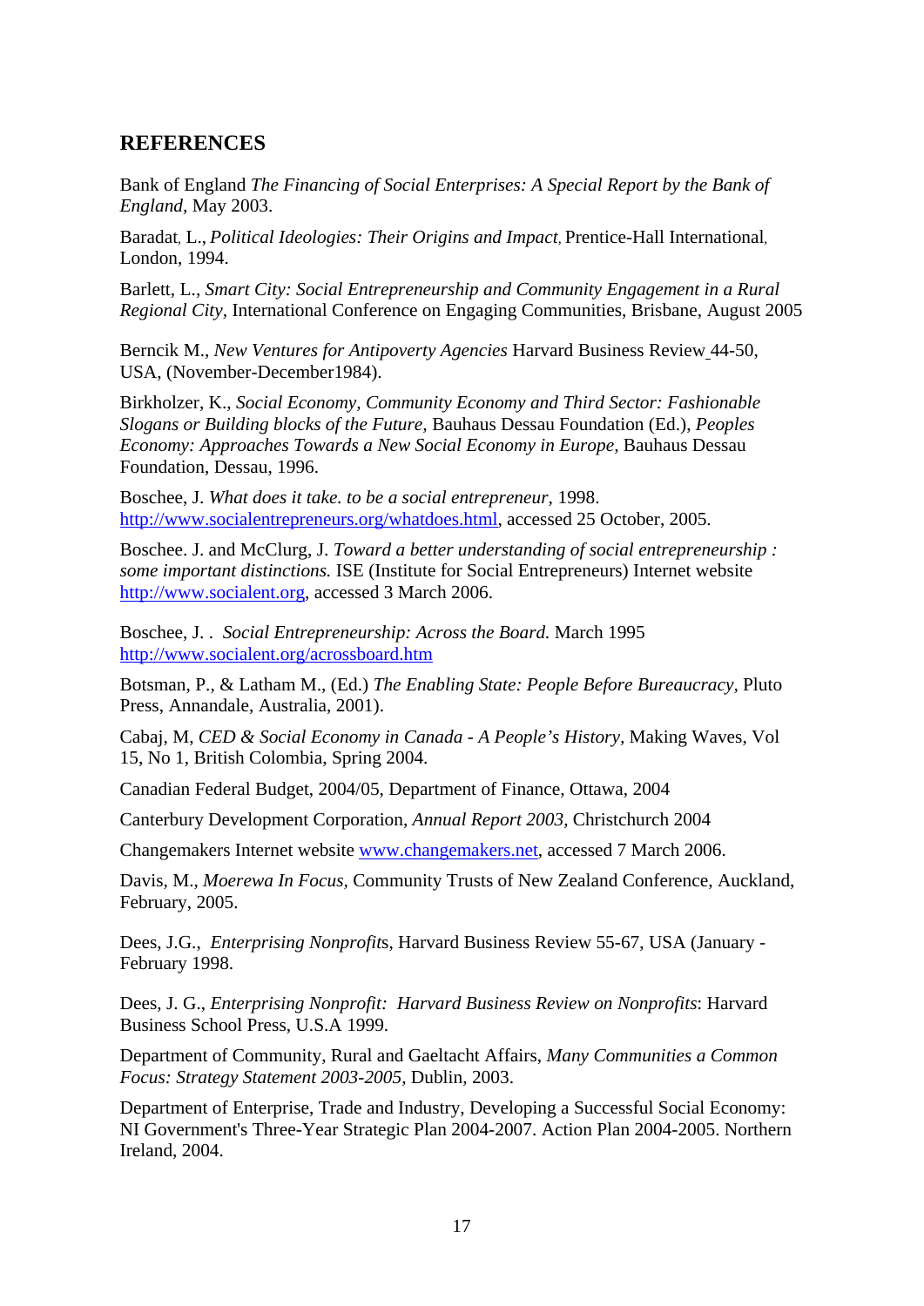## REFERENCES

Bank of England *The Financing of Social Enterprises: A Special Report by the Bank of England*, May 2003.

Baradat, L., *Political Ideologies: Their Origins and Impact*, Prentice-Hall International, London, 1994.

Barlett, L., *Smart City: Social Entrepreneurship and Community Engagement in a Rural Regional City,* International Conference on Engaging Communities, Brisbane, August 2005

Berncik M., *New Ventures for Antipoverty Agencies* Harvard Business Review 44-50, USA, (November-December1984).

Birkholzer, K., *Social Economy, Community Economy and Third Sector: Fashionable Slogans or Building blocks of the Future,* Bauhaus Dessau Foundation (Ed.), *Peoples Economy: Approaches Towards a New Social Economy in Europe,* Bauhaus Dessau Foundation, Dessau, 1996.

Boschee, J. *What does it take. to be a social entrepreneur*, 1998. http://www.socialentrepreneurs.org/whatdoes.html, accessed 25 October, 2005.

Boschee. J. and McClurg, J. *Toward a better understanding of social entrepreneurship : some important distinctions.* ISE (Institute for Social Entrepreneurs) Internet website http://www.socialent.org, accessed 3 March 2006.

Boschee, J. . *Social Entrepreneurship: Across the Board.* March 1995 http://www.socialent.org/acrossboard.htm

Botsman, P., & Latham M., (Ed.) *The Enabling State: People Before Bureaucracy,* Pluto Press, Annandale, Australia, 2001).

Cabaj, M, *CED & Social Economy in Canada - A People's History,* Making Waves, Vol 15, No 1, British Colombia, Spring 2004.

Canadian Federal Budget, 2004/05, Department of Finance, Ottawa, 2004

Canterbury Development Corporation, *Annual Report 2003,* Christchurch 2004

Changemakers Internet website www.changemakers.net, accessed 7 March 2006.

Davis, M., *Moerewa In Focus,* Community Trusts of New Zealand Conference, Auckland, February, 2005.

Dees, J.G., *Enterprising Nonprofit*s, Harvard Business Review 55-67, USA (January - February 1998.

Dees, J. G., *Enterprising Nonprofit: Harvard Business Review on Nonprofits*: Harvard Business School Press, U.S.A 1999.

Department of Community, Rural and Gaeltacht Affairs, *Many Communities a Common Focus: Strategy Statement 2003-2005,* Dublin, 2003.

Department of Enterprise, Trade and Industry, Developing a Successful Social Economy: NI Government's Three-Year Strategic Plan 2004-2007. Action Plan 2004-2005. Northern Ireland, 2004.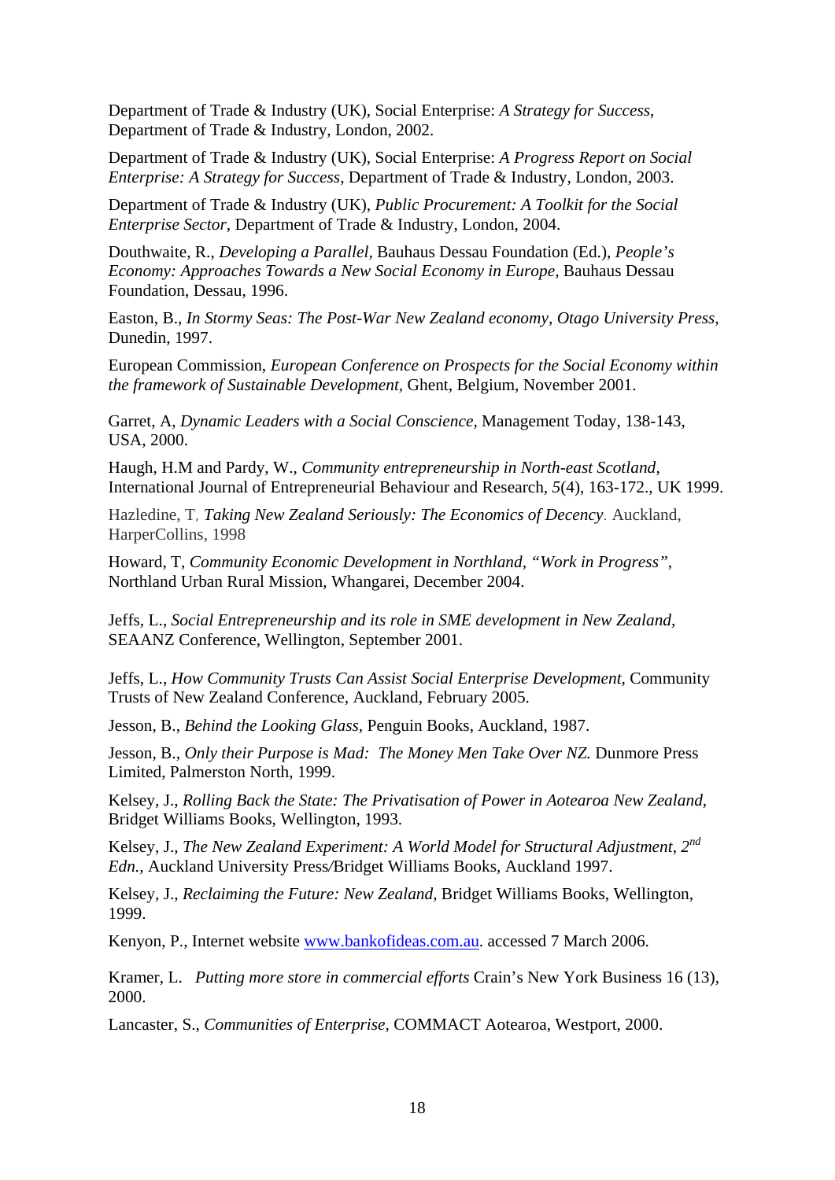Department of Trade & Industry (UK), Social Enterprise: *A Strategy for Success*, Department of Trade & Industry, London, 2002.

Department of Trade & Industry (UK), Social Enterprise: *A Progress Report on Social Enterprise: A Strategy for Success*, Department of Trade & Industry, London, 2003.

Department of Trade & Industry (UK), *Public Procurement: A Toolkit for the Social Enterprise Sector*, Department of Trade & Industry, London, 2004.

Douthwaite, R., *Developing a Parallel,* Bauhaus Dessau Foundation (Ed.), *People's Economy: Approaches Towards a New Social Economy in Europe,* Bauhaus Dessau Foundation, Dessau, 1996.

Easton, B., *In Stormy Seas: The Post-War New Zealand economy, Otago University Press,* Dunedin, 1997.

European Commission, *European Conference on Prospects for the Social Economy within the framework of Sustainable Development,* Ghent, Belgium, November 2001.

Garret, A, *Dynamic Leaders with a Social Conscience*, Management Today, 138-143, USA, 2000.

Haugh, H.M and Pardy, W., *Community entrepreneurship in North-east Scotland*, International Journal of Entrepreneurial Behaviour and Research, *5*(4), 163-172., UK 1999.

Hazledine, T, *Taking New Zealand Seriously: The Economics of Decency*. Auckland, HarperCollins, 1998

Howard, T, *Community Economic Development in Northland, "Work in Progress"*, Northland Urban Rural Mission, Whangarei, December 2004.

Jeffs, L., *Social Entrepreneurship and its role in SME development in New Zealand*, SEAANZ Conference, Wellington, September 2001.

Jeffs, L., *How Community Trusts Can Assist Social Enterprise Development*, Community Trusts of New Zealand Conference, Auckland, February 2005.

Jesson, B., *Behind the Looking Glass,* Penguin Books, Auckland, 1987.

Jesson, B., *Only their Purpose is Mad: The Money Men Take Over NZ.* Dunmore Press Limited, Palmerston North, 1999.

Kelsey, J., *Rolling Back the State: The Privatisation of Power in Aotearoa New Zealand*, Bridget Williams Books, Wellington, 1993.

Kelsey, J., *The New Zealand Experiment: A World Model for Structural Adjustment, 2nd Edn.,* Auckland University Press/Bridget Williams Books, Auckland 1997.

Kelsey, J., *Reclaiming the Future: New Zealand*, Bridget Williams Books, Wellington, 1999.

Kenyon, P., Internet website www.bankofideas.com.au. accessed 7 March 2006.

Kramer, L. *Putting more store in commercial efforts* Crain's New York Business 16 (13), 2000.

Lancaster, S., *Communities of Enterprise*, COMMACT Aotearoa, Westport, 2000.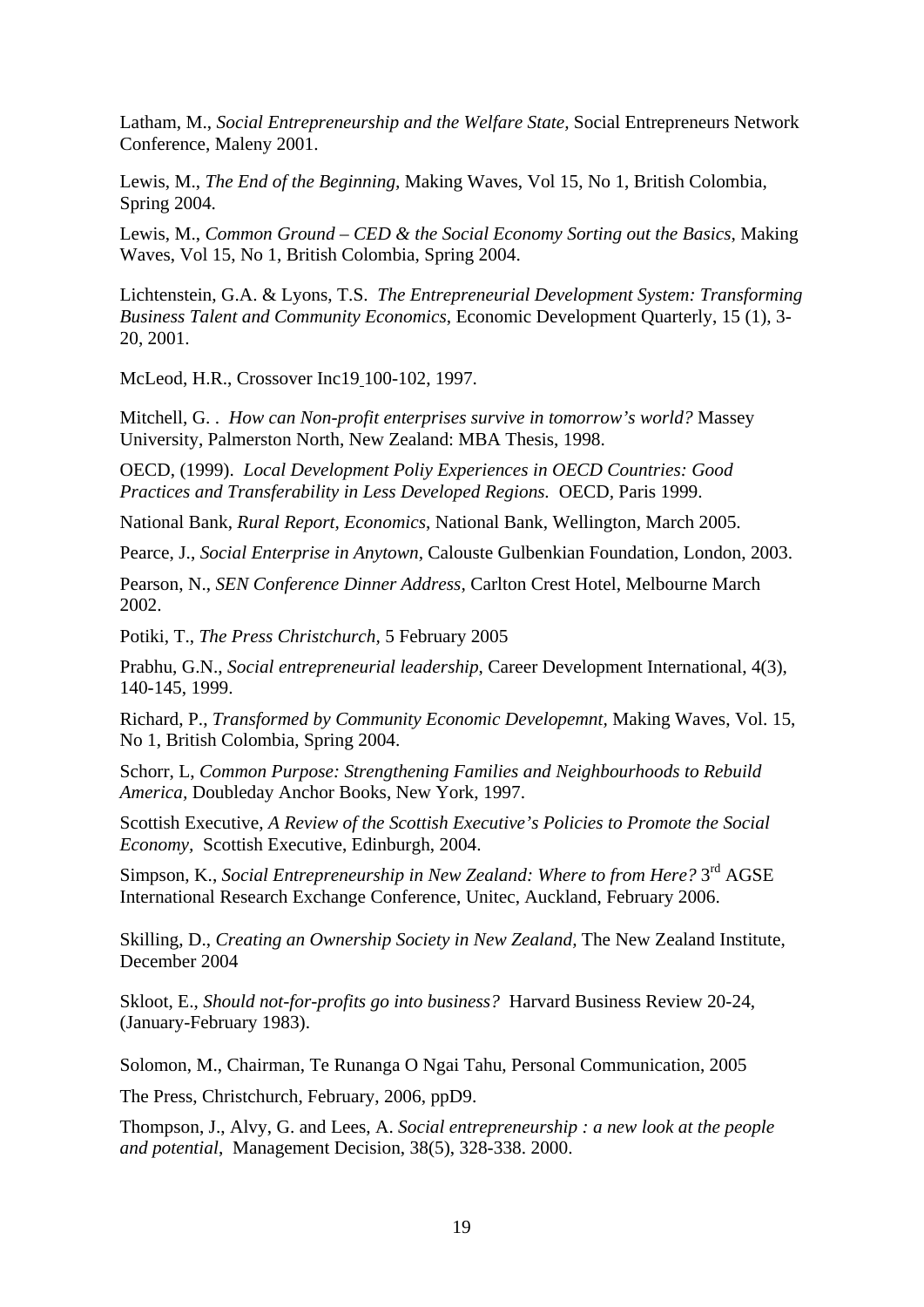Latham, M., *Social Entrepreneurship and the Welfare State,* Social Entrepreneurs Network Conference, Maleny 2001.

Lewis, M., *The End of the Beginning,* Making Waves, Vol 15, No 1, British Colombia, Spring 2004.

Lewis, M., *Common Ground – CED & the Social Economy Sorting out the Basics*, Making Waves, Vol 15, No 1, British Colombia, Spring 2004.

Lichtenstein, G.A. & Lyons, T.S. *The Entrepreneurial Development System: Transforming Business Talent and Community Economics*, Economic Development Quarterly, 15 (1), 3-20, 2001.

McLeod, H.R., Crossover Inc19 100-102, 1997.

Mitchell, G. . *How can Non-profit enterprises survive in tomorrow's world?* Massey University, Palmerston North, New Zealand: MBA Thesis, 1998.

OECD, (1999). *Local Development Poliy Experiences in OECD Countries: Good Practices and Transferability in Less Developed Regions.* OECD, Paris 1999.

National Bank, *Rural Report, Economics*, National Bank, Wellington, March 2005.

Pearce, J., *Social Enterprise in Anytown,* Calouste Gulbenkian Foundation, London, 2003.

Pearson, N., *SEN Conference Dinner Address,* Carlton Crest Hotel, Melbourne March 2002.

Potiki, T., *The Press Christchurch*, 5 February 2005

Prabhu, G.N., *Social entrepreneurial leadership*, Career Development International, 4(3), 140-145, 1999.

Richard, P., *Transformed by Community Economic Developemnt,* Making Waves, Vol. 15, No 1, British Colombia, Spring 2004.

Schorr, L, *Common Purpose: Strengthening Families and Neighbourhoods to Rebuild America,* Doubleday Anchor Books, New York, 1997.

Scottish Executive, *A Review of the Scottish Executive's Policies to Promote the Social Economy,* Scottish Executive, Edinburgh, 2004.

Simpson, K., *Social Entrepreneurship in New Zealand: Where to from Here?* 3rd AGSE International Research Exchange Conference, Unitec, Auckland, February 2006.

Skilling, D., *Creating an Ownership Society in New Zealand,* The New Zealand Institute, December 2004

Skloot, E., *Should not-for-profits go into business?* Harvard Business Review 20-24, (January-February 1983).

Solomon, M., Chairman, Te Runanga O Ngai Tahu, Personal Communication, 2005

The Press, Christchurch, February, 2006, ppD9.

Thompson, J., Alvy, G. and Lees, A. *Social entrepreneurship : a new look at the people and potential*, Management Decision, 38(5), 328-338. 2000.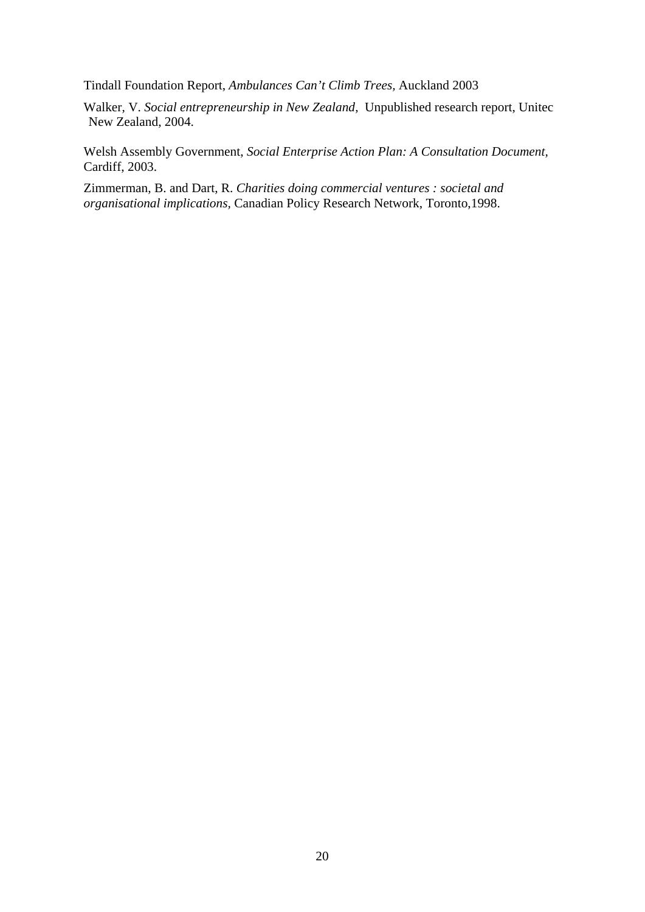Tindall Foundation Report, *Ambulances Can't Climb Trees,* Auckland 2003

Walker, V. *Social entrepreneurship in New Zealand*, Unpublished research report, Unitec New Zealand, 2004.

Welsh Assembly Government, *Social Enterprise Action Plan: A Consultation Document*, Cardiff, 2003.

Zimmerman, B. and Dart, R. *Charities doing commercial ventures : societal and organisational implications*, Canadian Policy Research Network, Toronto,1998.